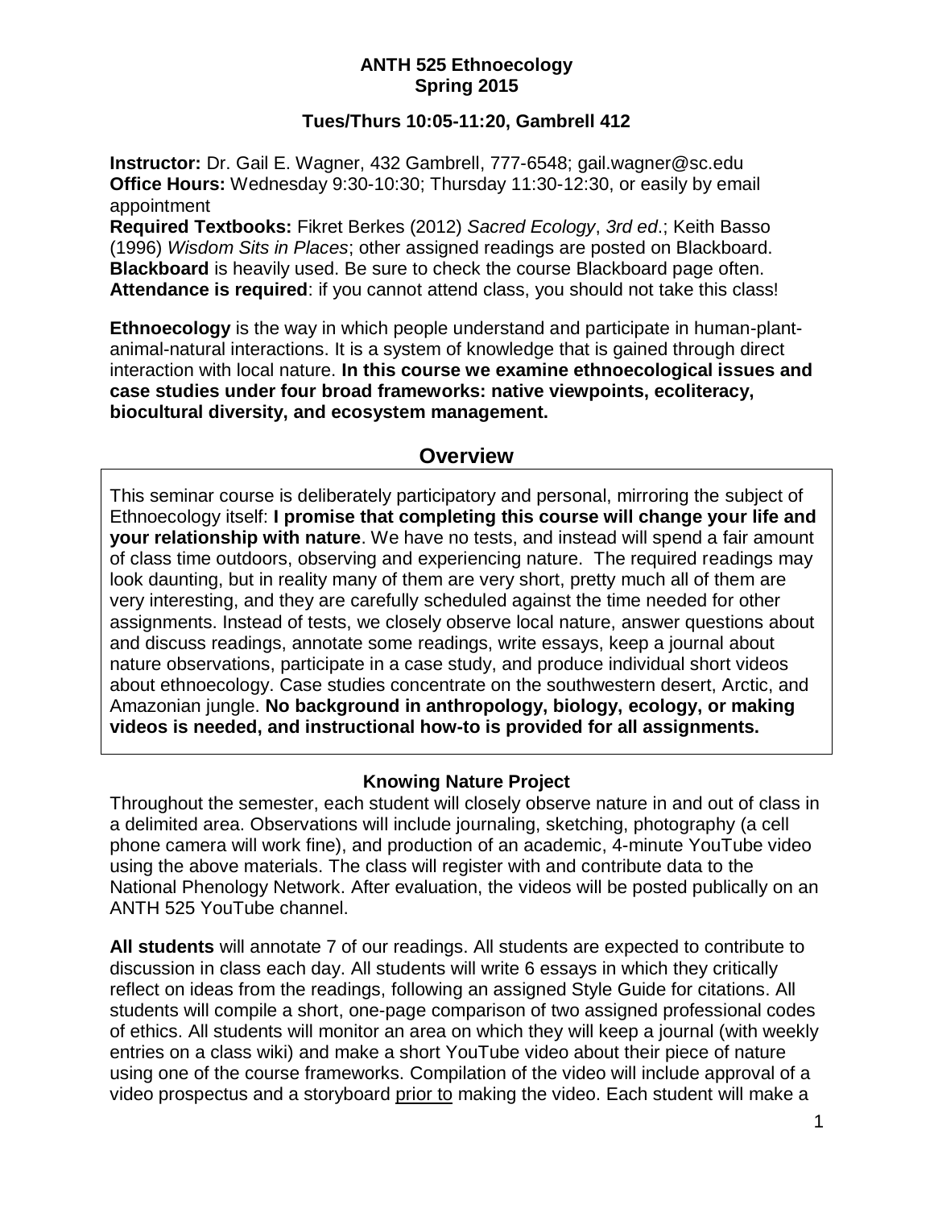# ANTH 525 Ethnoecology
# Spring 2015

### Tues/Thurs 10:05-11:20, Gambrell 412

**Instructor:** Dr. Gail E. Wagner, 432 Gambrell, 777-6548; gail.wagner@sc.edu
**Office Hours:** Wednesday 9:30-10:30; Thursday 11:30-12:30, or easily by email appointment
**Required Textbooks:** Fikret Berkes (2012) *Sacred Ecology*, *3rd ed*.; Keith Basso (1996) *Wisdom Sits in Places*; other assigned readings are posted on Blackboard.
**Blackboard** is heavily used. Be sure to check the course Blackboard page often.
**Attendance is required**: if you cannot attend class, you should not take this class!

**Ethnoecology** is the way in which people understand and participate in human-plant-animal-natural interactions. It is a system of knowledge that is gained through direct interaction with local nature. **In this course we examine ethnoecological issues and case studies under four broad frameworks: native viewpoints, ecoliteracy, biocultural diversity, and ecosystem management.**

## Overview

This seminar course is deliberately participatory and personal, mirroring the subject of Ethnoecology itself: **I promise that completing this course will change your life and your relationship with nature**. We have no tests, and instead will spend a fair amount of class time outdoors, observing and experiencing nature. The required readings may look daunting, but in reality many of them are very short, pretty much all of them are very interesting, and they are carefully scheduled against the time needed for other assignments. Instead of tests, we closely observe local nature, answer questions about and discuss readings, annotate some readings, write essays, keep a journal about nature observations, participate in a case study, and produce individual short videos about ethnoecology. Case studies concentrate on the southwestern desert, Arctic, and Amazonian jungle. **No background in anthropology, biology, ecology, or making videos is needed, and instructional how-to is provided for all assignments.**

### Knowing Nature Project

Throughout the semester, each student will closely observe nature in and out of class in a delimited area. Observations will include journaling, sketching, photography (a cell phone camera will work fine), and production of an academic, 4-minute YouTube video using the above materials. The class will register with and contribute data to the National Phenology Network. After evaluation, the videos will be posted publically on an ANTH 525 YouTube channel.

**All students** will annotate 7 of our readings. All students are expected to contribute to discussion in class each day. All students will write 6 essays in which they critically reflect on ideas from the readings, following an assigned Style Guide for citations. All students will compile a short, one-page comparison of two assigned professional codes of ethics. All students will monitor an area on which they will keep a journal (with weekly entries on a class wiki) and make a short YouTube video about their piece of nature using one of the course frameworks. Compilation of the video will include approval of a video prospectus and a storyboard <u>prior to</u> making the video. Each student will make a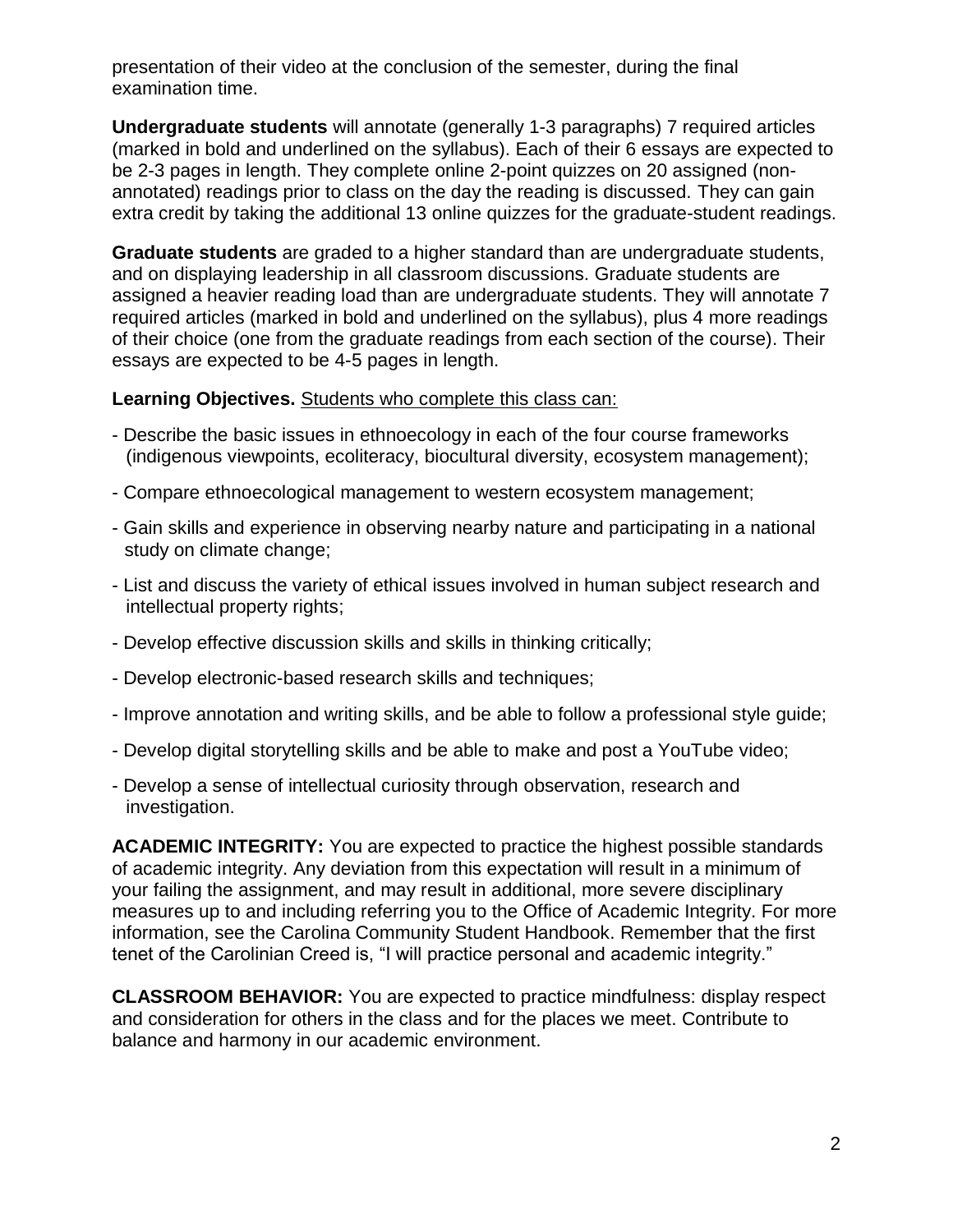presentation of their video at the conclusion of the semester, during the final examination time.

**Undergraduate students** will annotate (generally 1-3 paragraphs) 7 required articles (marked in bold and underlined on the syllabus). Each of their 6 essays are expected to be 2-3 pages in length. They complete online 2-point quizzes on 20 assigned (non-annotated) readings prior to class on the day the reading is discussed. They can gain extra credit by taking the additional 13 online quizzes for the graduate-student readings.

**Graduate students** are graded to a higher standard than are undergraduate students, and on displaying leadership in all classroom discussions. Graduate students are assigned a heavier reading load than are undergraduate students. They will annotate 7 required articles (marked in bold and underlined on the syllabus), plus 4 more readings of their choice (one from the graduate readings from each section of the course). Their essays are expected to be 4-5 pages in length.

**Learning Objectives.** Students who complete this class can:

- Describe the basic issues in ethnoecology in each of the four course frameworks (indigenous viewpoints, ecoliteracy, biocultural diversity, ecosystem management);
- Compare ethnoecological management to western ecosystem management;
- Gain skills and experience in observing nearby nature and participating in a national study on climate change;
- List and discuss the variety of ethical issues involved in human subject research and intellectual property rights;
- Develop effective discussion skills and skills in thinking critically;
- Develop electronic-based research skills and techniques;
- Improve annotation and writing skills, and be able to follow a professional style guide;
- Develop digital storytelling skills and be able to make and post a YouTube video;
- Develop a sense of intellectual curiosity through observation, research and investigation.

**ACADEMIC INTEGRITY:** You are expected to practice the highest possible standards of academic integrity. Any deviation from this expectation will result in a minimum of your failing the assignment, and may result in additional, more severe disciplinary measures up to and including referring you to the Office of Academic Integrity. For more information, see the Carolina Community Student Handbook. Remember that the first tenet of the Carolinian Creed is, "I will practice personal and academic integrity."

**CLASSROOM BEHAVIOR:** You are expected to practice mindfulness: display respect and consideration for others in the class and for the places we meet. Contribute to balance and harmony in our academic environment.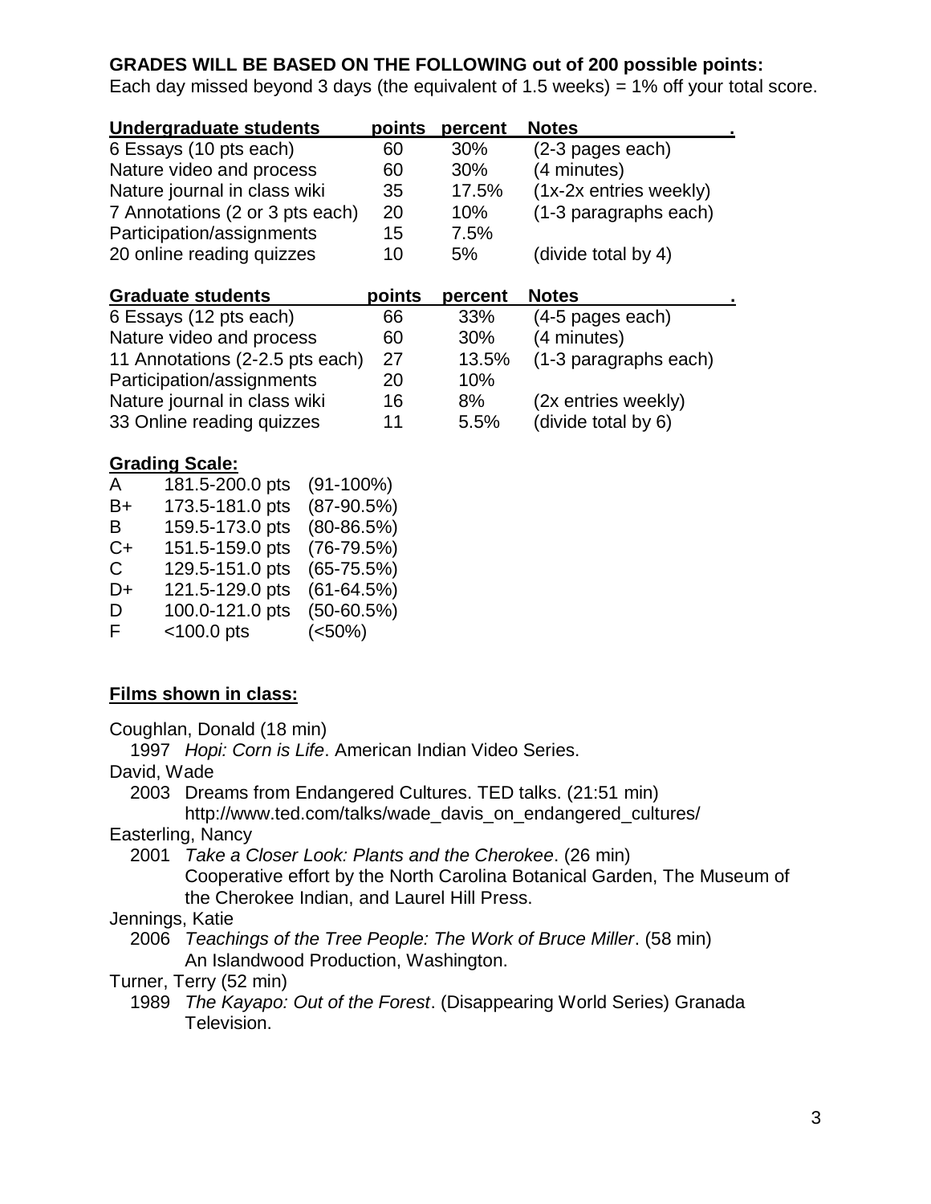**GRADES WILL BE BASED ON THE FOLLOWING out of 200 possible points:**
Each day missed beyond 3 days (the equivalent of 1.5 weeks) = 1% off your total score.

| Undergraduate students | points | percent | Notes |
|---|---|---|---|
| 6 Essays (10 pts each) | 60 | 30% | (2-3 pages each) |
| Nature video and process | 60 | 30% | (4 minutes) |
| Nature journal in class wiki | 35 | 17.5% | (1x-2x entries weekly) |
| 7 Annotations (2 or 3 pts each) | 20 | 10% | (1-3 paragraphs each) |
| Participation/assignments | 15 | 7.5% | |
| 20 online reading quizzes | 10 | 5% | (divide total by 4) |

| Graduate students | points | percent | Notes |
|---|---|---|---|
| 6 Essays (12 pts each) | 66 | 33% | (4-5 pages each) |
| Nature video and process | 60 | 30% | (4 minutes) |
| 11 Annotations (2-2.5 pts each) | 27 | 13.5% | (1-3 paragraphs each) |
| Participation/assignments | 20 | 10% | |
| Nature journal in class wiki | 16 | 8% | (2x entries weekly) |
| 33 Online reading quizzes | 11 | 5.5% | (divide total by 6) |

**Grading Scale:**

| | | |
|---|---|---|
| A | 181.5-200.0 pts | (91-100%) |
| B+ | 173.5-181.0 pts | (87-90.5%) |
| B | 159.5-173.0 pts | (80-86.5%) |
| C+ | 151.5-159.0 pts | (76-79.5%) |
| C | 129.5-151.0 pts | (65-75.5%) |
| D+ | 121.5-129.0 pts | (61-64.5%) |
| D | 100.0-121.0 pts | (50-60.5%) |
| F | <100.0 pts | (<50%) |

**Films shown in class:**

Coughlan, Donald (18 min)
 1997 *Hopi: Corn is Life*. American Indian Video Series.

David, Wade
 2003 Dreams from Endangered Cultures. TED talks. (21:51 min)
 http://www.ted.com/talks/wade_davis_on_endangered_cultures/

Easterling, Nancy
 2001 *Take a Closer Look: Plants and the Cherokee*. (26 min)
 Cooperative effort by the North Carolina Botanical Garden, The Museum of the Cherokee Indian, and Laurel Hill Press.

Jennings, Katie
 2006 *Teachings of the Tree People: The Work of Bruce Miller*. (58 min)
 An Islandwood Production, Washington.

Turner, Terry (52 min)
 1989 *The Kayapo: Out of the Forest*. (Disappearing World Series) Granada Television.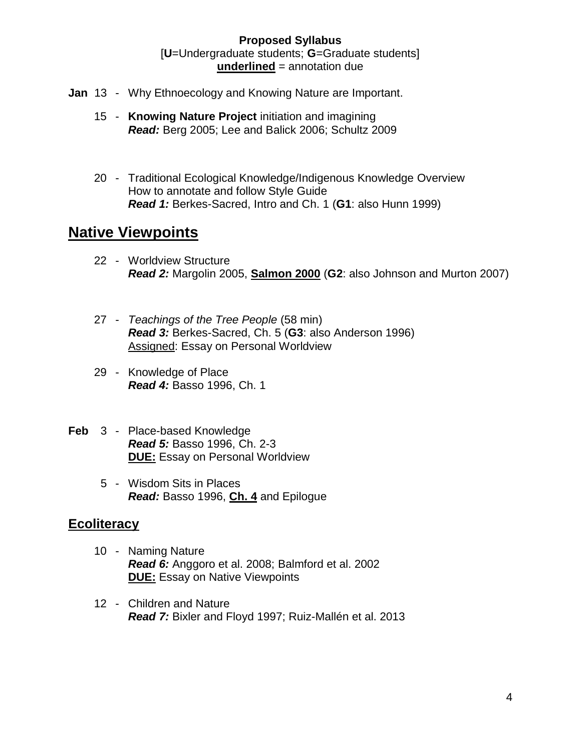**Proposed Syllabus**
[**U**=Undergraduate students; **G**=Graduate students]
<u>**underlined**</u> = annotation due

**Jan** 13 - Why Ethnoecology and Knowing Nature are Important.

15 - **Knowing Nature Project** initiation and imagining
***Read:*** Berg 2005; Lee and Balick 2006; Schultz 2009

20 - Traditional Ecological Knowledge/Indigenous Knowledge Overview
How to annotate and follow Style Guide
***Read 1:*** Berkes-Sacred, Intro and Ch. 1 (**G1**: also Hunn 1999)

## <u>Native Viewpoints</u>

22 - Worldview Structure
***Read 2:*** Margolin 2005, <u>**Salmon 2000**</u> (**G2**: also Johnson and Murton 2007)

27 - *Teachings of the Tree People* (58 min)
***Read 3:*** Berkes-Sacred, Ch. 5 (**G3**: also Anderson 1996)
<u>Assigned</u>: Essay on Personal Worldview

29 - Knowledge of Place
***Read 4:*** Basso 1996, Ch. 1

**Feb** 3 - Place-based Knowledge
***Read 5:*** Basso 1996, Ch. 2-3
<u>**DUE:**</u> Essay on Personal Worldview

5 - Wisdom Sits in Places
***Read:*** Basso 1996, <u>**Ch. 4**</u> and Epilogue

### <u>Ecoliteracy</u>

10 - Naming Nature
***Read 6:*** Anggoro et al. 2008; Balmford et al. 2002
<u>**DUE:**</u> Essay on Native Viewpoints

12 - Children and Nature
***Read 7:*** Bixler and Floyd 1997; Ruiz-Mallén et al. 2013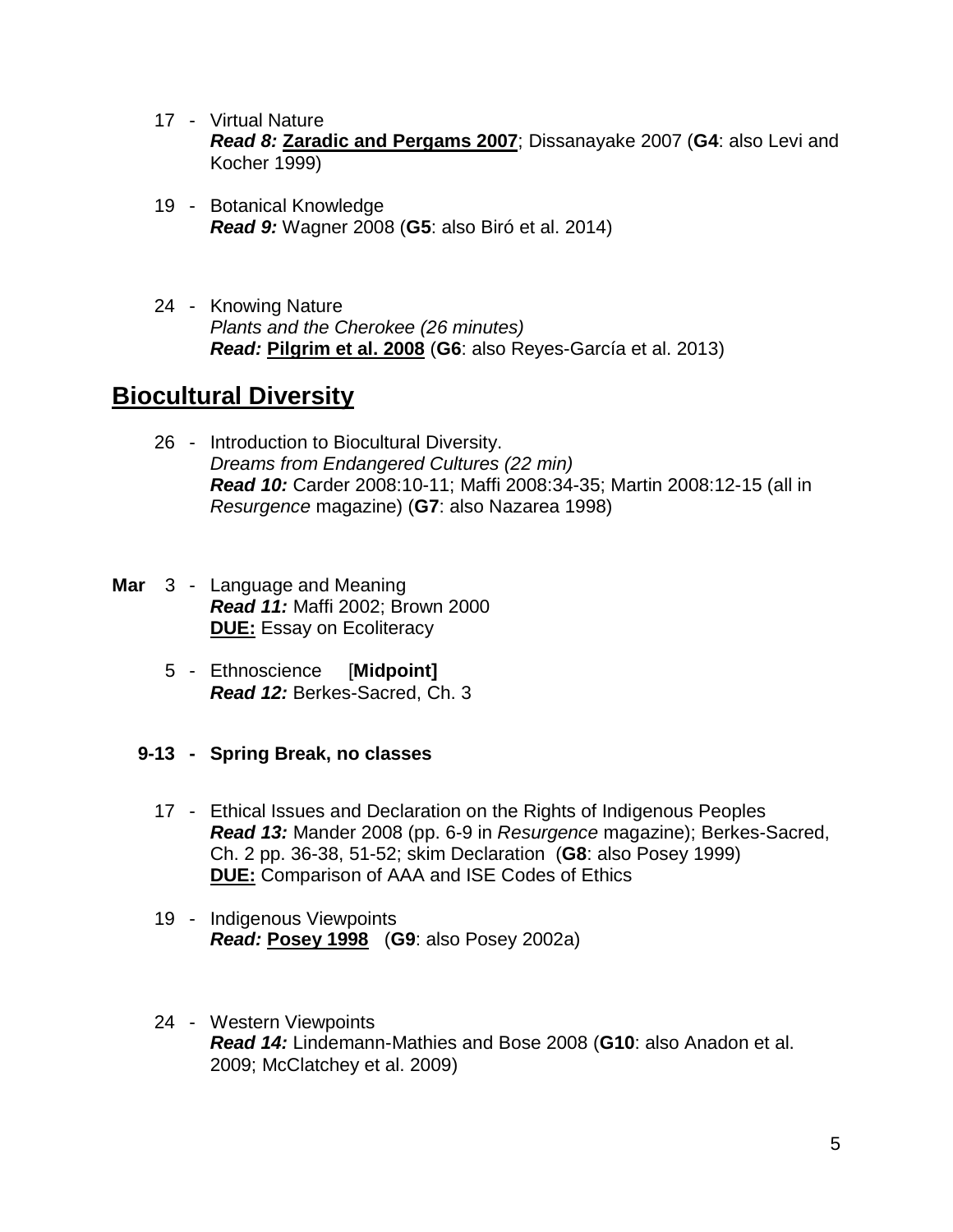17 - Virtual Nature
  ***Read 8:*** **Zaradic and Pergams 2007**; Dissanayake 2007 (**G4**: also Levi and Kocher 1999)

19 - Botanical Knowledge
  ***Read 9:*** Wagner 2008 (**G5**: also Biró et al. 2014)

24 - Knowing Nature
  *Plants and the Cherokee (26 minutes)*
  ***Read:*** **Pilgrim et al. 2008** (**G6**: also Reyes-García et al. 2013)

## Biocultural Diversity

26 - Introduction to Biocultural Diversity.
  *Dreams from Endangered Cultures (22 min)*
  ***Read 10:*** Carder 2008:10-11; Maffi 2008:34-35; Martin 2008:12-15 (all in *Resurgence* magazine) (**G7**: also Nazarea 1998)

**Mar** 3 - Language and Meaning
  ***Read 11:*** Maffi 2002; Brown 2000
  **DUE:** Essay on Ecoliteracy

5 - Ethnoscience [**Midpoint]**
  ***Read 12:*** Berkes-Sacred, Ch. 3

**9-13 - Spring Break, no classes**

17 - Ethical Issues and Declaration on the Rights of Indigenous Peoples
  ***Read 13:*** Mander 2008 (pp. 6-9 in *Resurgence* magazine); Berkes-Sacred, Ch. 2 pp. 36-38, 51-52; skim Declaration (**G8**: also Posey 1999)
  **DUE:** Comparison of AAA and ISE Codes of Ethics

19 - Indigenous Viewpoints
  ***Read:*** **Posey 1998** (**G9**: also Posey 2002a)

24 - Western Viewpoints
  ***Read 14:*** Lindemann-Mathies and Bose 2008 (**G10**: also Anadon et al. 2009; McClatchey et al. 2009)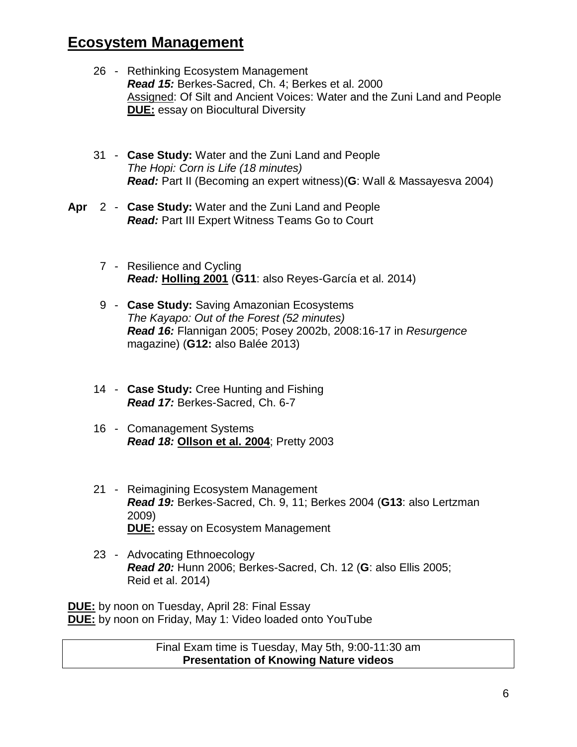## Ecosystem Management

26 - Rethinking Ecosystem Management
***Read 15:*** Berkes-Sacred, Ch. 4; Berkes et al. 2000
<u>Assigned</u>: Of Silt and Ancient Voices: Water and the Zuni Land and People
**<u>DUE:</u>** essay on Biocultural Diversity

31 - **Case Study:** Water and the Zuni Land and People
*The Hopi: Corn is Life (18 minutes)*
***Read:*** Part II (Becoming an expert witness)(**G**: Wall & Massayesva 2004)

**Apr** 2 - **Case Study:** Water and the Zuni Land and People
***Read:*** Part III Expert Witness Teams Go to Court

7 - Resilience and Cycling
***Read:*** **<u>Holling 2001</u>** (**G11**: also Reyes-García et al. 2014)

9 - **Case Study:** Saving Amazonian Ecosystems
*The Kayapo: Out of the Forest (52 minutes)*
***Read 16:*** Flannigan 2005; Posey 2002b, 2008:16-17 in *Resurgence* magazine) (**G12:** also Balée 2013)

14 - **Case Study:** Cree Hunting and Fishing
***Read 17:*** Berkes-Sacred, Ch. 6-7

16 - Comanagement Systems
***Read 18:*** **<u>Ollson et al. 2004</u>**; Pretty 2003

21 - Reimagining Ecosystem Management
***Read 19:*** Berkes-Sacred, Ch. 9, 11; Berkes 2004 (**G13**: also Lertzman 2009)
**<u>DUE:</u>** essay on Ecosystem Management

23 - Advocating Ethnoecology
***Read 20:*** Hunn 2006; Berkes-Sacred, Ch. 12 (**G**: also Ellis 2005; Reid et al. 2014)

**<u>DUE:</u>** by noon on Tuesday, April 28: Final Essay
**<u>DUE:</u>** by noon on Friday, May 1: Video loaded onto YouTube

Final Exam time is Tuesday, May 5th, 9:00-11:30 am
**Presentation of Knowing Nature videos**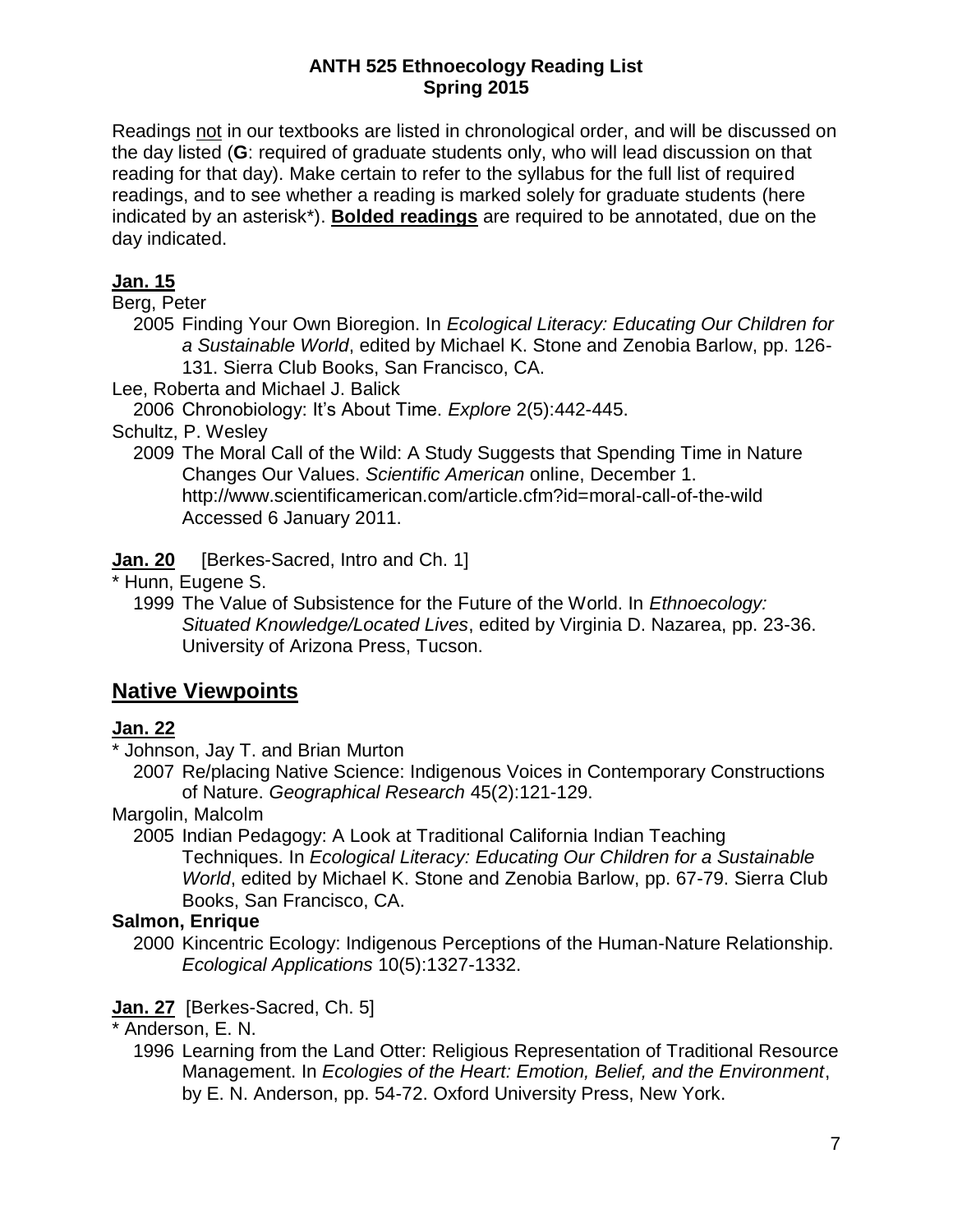**ANTH 525 Ethnoecology Reading List**
**Spring 2015**

Readings <u>not</u> in our textbooks are listed in chronological order, and will be discussed on the day listed (**G**: required of graduate students only, who will lead discussion on that reading for that day). Make certain to refer to the syllabus for the full list of required readings, and to see whether a reading is marked solely for graduate students (here indicated by an asterisk*). **<u>Bolded readings</u>** are required to be annotated, due on the day indicated.

**<u>Jan. 15</u>**

Berg, Peter

2005 Finding Your Own Bioregion. In *Ecological Literacy: Educating Our Children for a Sustainable World*, edited by Michael K. Stone and Zenobia Barlow, pp. 126-131. Sierra Club Books, San Francisco, CA.

Lee, Roberta and Michael J. Balick

2006 Chronobiology: It's About Time. *Explore* 2(5):442-445.

Schultz, P. Wesley

2009 The Moral Call of the Wild: A Study Suggests that Spending Time in Nature Changes Our Values. *Scientific American* online, December 1. http://www.scientificamerican.com/article.cfm?id=moral-call-of-the-wild Accessed 6 January 2011.

**<u>Jan. 20</u>** [Berkes-Sacred, Intro and Ch. 1]

* Hunn, Eugene S.

1999 The Value of Subsistence for the Future of the World. In *Ethnoecology: Situated Knowledge/Located Lives*, edited by Virginia D. Nazarea, pp. 23-36. University of Arizona Press, Tucson.

## <u>Native Viewpoints</u>

**<u>Jan. 22</u>**

* Johnson, Jay T. and Brian Murton

2007 Re/placing Native Science: Indigenous Voices in Contemporary Constructions of Nature. *Geographical Research* 45(2):121-129.

Margolin, Malcolm

2005 Indian Pedagogy: A Look at Traditional California Indian Teaching Techniques. In *Ecological Literacy: Educating Our Children for a Sustainable World*, edited by Michael K. Stone and Zenobia Barlow, pp. 67-79. Sierra Club Books, San Francisco, CA.

**Salmon, Enrique**

2000 Kincentric Ecology: Indigenous Perceptions of the Human-Nature Relationship. *Ecological Applications* 10(5):1327-1332.

**<u>Jan. 27</u>** [Berkes-Sacred, Ch. 5]

* Anderson, E. N.

1996 Learning from the Land Otter: Religious Representation of Traditional Resource Management. In *Ecologies of the Heart: Emotion, Belief, and the Environment*, by E. N. Anderson, pp. 54-72. Oxford University Press, New York.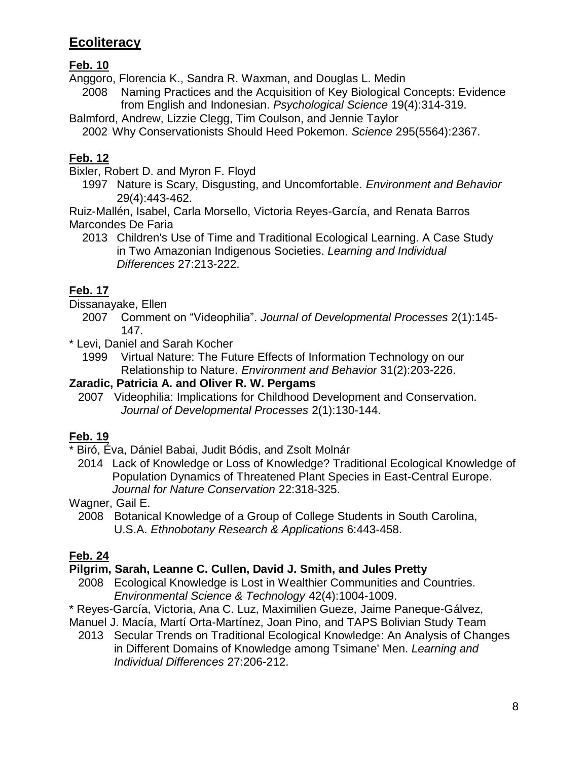## **Ecoliteracy**

### **Feb. 10**

Anggoro, Florencia K., Sandra R. Waxman, and Douglas L. Medin
2008 Naming Practices and the Acquisition of Key Biological Concepts: Evidence from English and Indonesian. *Psychological Science* 19(4):314-319.

Balmford, Andrew, Lizzie Clegg, Tim Coulson, and Jennie Taylor
2002 Why Conservationists Should Heed Pokemon. *Science* 295(5564):2367.

### **Feb. 12**

Bixler, Robert D. and Myron F. Floyd
1997 Nature is Scary, Disgusting, and Uncomfortable. *Environment and Behavior* 29(4):443-462.

Ruiz-Mallén, Isabel, Carla Morsello, Victoria Reyes-García, and Renata Barros Marcondes De Faria
2013 Children's Use of Time and Traditional Ecological Learning. A Case Study in Two Amazonian Indigenous Societies. *Learning and Individual Differences* 27:213-222.

### **Feb. 17**

Dissanayake, Ellen
2007 Comment on "Videophilia". *Journal of Developmental Processes* 2(1):145-147.

* Levi, Daniel and Sarah Kocher
1999 Virtual Nature: The Future Effects of Information Technology on our Relationship to Nature. *Environment and Behavior* 31(2):203-226.

**Zaradic, Patricia A. and Oliver R. W. Pergams**
2007 Videophilia: Implications for Childhood Development and Conservation. *Journal of Developmental Processes* 2(1):130-144.

### **Feb. 19**

* Biró, Éva, Dániel Babai, Judit Bódis, and Zsolt Molnár
2014 Lack of Knowledge or Loss of Knowledge? Traditional Ecological Knowledge of Population Dynamics of Threatened Plant Species in East-Central Europe. *Journal for Nature Conservation* 22:318-325.

Wagner, Gail E.
2008 Botanical Knowledge of a Group of College Students in South Carolina, U.S.A. *Ethnobotany Research & Applications* 6:443-458.

### **Feb. 24**

**Pilgrim, Sarah, Leanne C. Cullen, David J. Smith, and Jules Pretty**
2008 Ecological Knowledge is Lost in Wealthier Communities and Countries. *Environmental Science & Technology* 42(4):1004-1009.

* Reyes-García, Victoria, Ana C. Luz, Maximilien Gueze, Jaime Paneque-Gálvez, Manuel J. Macía, Martí Orta-Martínez, Joan Pino, and TAPS Bolivian Study Team
2013 Secular Trends on Traditional Ecological Knowledge: An Analysis of Changes in Different Domains of Knowledge among Tsimane' Men. *Learning and Individual Differences* 27:206-212.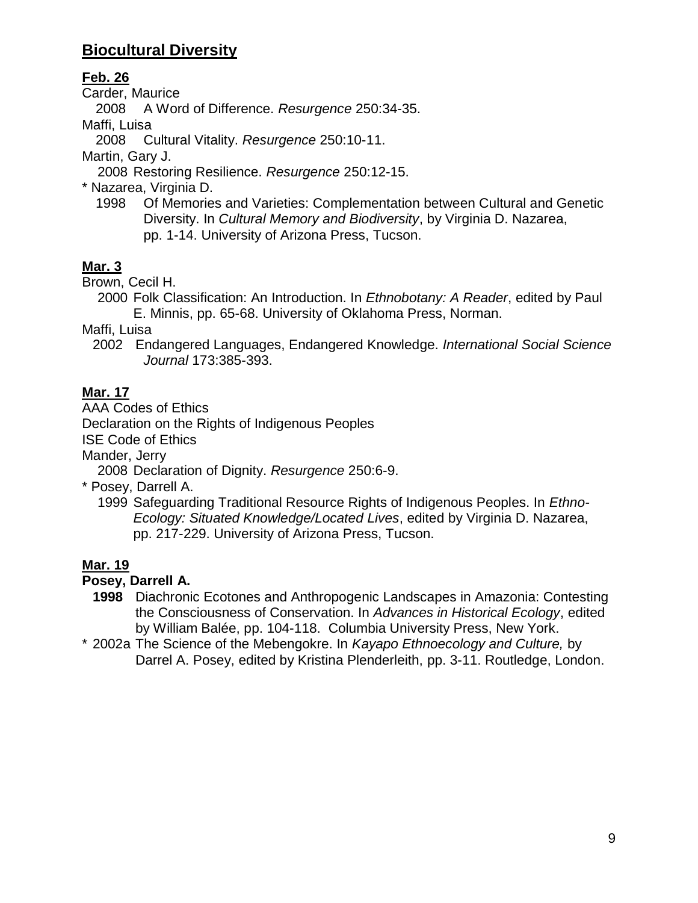## **Biocultural Diversity**

**Feb. 26**

Carder, Maurice
2008 A Word of Difference. *Resurgence* 250:34-35.

Maffi, Luisa
2008 Cultural Vitality. *Resurgence* 250:10-11.

Martin, Gary J.
2008 Restoring Resilience. *Resurgence* 250:12-15.

* Nazarea, Virginia D.
1998 Of Memories and Varieties: Complementation between Cultural and Genetic Diversity. In *Cultural Memory and Biodiversity*, by Virginia D. Nazarea, pp. 1-14. University of Arizona Press, Tucson.

**Mar. 3**

Brown, Cecil H.
2000 Folk Classification: An Introduction. In *Ethnobotany: A Reader*, edited by Paul E. Minnis, pp. 65-68. University of Oklahoma Press, Norman.

Maffi, Luisa
2002 Endangered Languages, Endangered Knowledge. *International Social Science Journal* 173:385-393.

**Mar. 17**

AAA Codes of Ethics

Declaration on the Rights of Indigenous Peoples

ISE Code of Ethics

Mander, Jerry
2008 Declaration of Dignity. *Resurgence* 250:6-9.

* Posey, Darrell A.
1999 Safeguarding Traditional Resource Rights of Indigenous Peoples. In *Ethno-Ecology: Situated Knowledge/Located Lives*, edited by Virginia D. Nazarea, pp. 217-229. University of Arizona Press, Tucson.

**Mar. 19**

**Posey, Darrell A.**
**1998** Diachronic Ecotones and Anthropogenic Landscapes in Amazonia: Contesting the Consciousness of Conservation. In *Advances in Historical Ecology*, edited by William Balée, pp. 104-118. Columbia University Press, New York.

* 2002a The Science of the Mebengokre. In *Kayapo Ethnoecology and Culture,* by Darrel A. Posey, edited by Kristina Plenderleith, pp. 3-11. Routledge, London.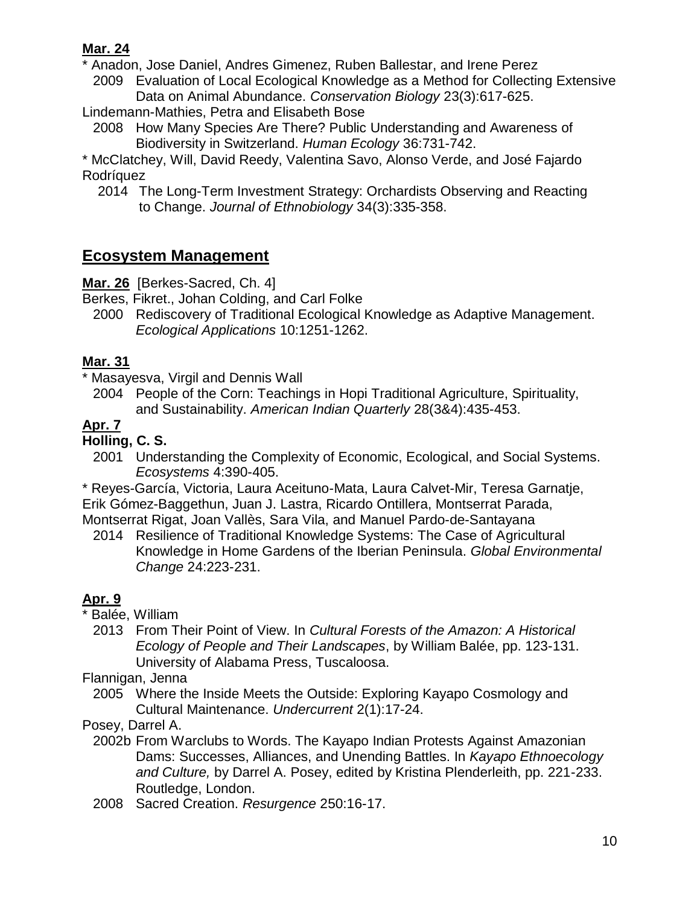**Mar. 24**

* Anadon, Jose Daniel, Andres Gimenez, Ruben Ballestar, and Irene Perez
  2009 Evaluation of Local Ecological Knowledge as a Method for Collecting Extensive Data on Animal Abundance. *Conservation Biology* 23(3):617-625.

Lindemann-Mathies, Petra and Elisabeth Bose
  2008 How Many Species Are There? Public Understanding and Awareness of Biodiversity in Switzerland. *Human Ecology* 36:731-742.

* McClatchey, Will, David Reedy, Valentina Savo, Alonso Verde, and José Fajardo Rodríquez
  2014 The Long-Term Investment Strategy: Orchardists Observing and Reacting to Change. *Journal of Ethnobiology* 34(3):335-358.

## Ecosystem Management

**Mar. 26** [Berkes-Sacred, Ch. 4]

Berkes, Fikret., Johan Colding, and Carl Folke
  2000 Rediscovery of Traditional Ecological Knowledge as Adaptive Management. *Ecological Applications* 10:1251-1262.

**Mar. 31**

* Masayesva, Virgil and Dennis Wall
  2004 People of the Corn: Teachings in Hopi Traditional Agriculture, Spirituality, and Sustainability. *American Indian Quarterly* 28(3&4):435-453.

**Apr. 7**

**Holling, C. S.**
  2001 Understanding the Complexity of Economic, Ecological, and Social Systems. *Ecosystems* 4:390-405.

* Reyes-García, Victoria, Laura Aceituno-Mata, Laura Calvet-Mir, Teresa Garnatje, Erik Gómez-Baggethun, Juan J. Lastra, Ricardo Ontillera, Montserrat Parada, Montserrat Rigat, Joan Vallès, Sara Vila, and Manuel Pardo-de-Santayana
  2014 Resilience of Traditional Knowledge Systems: The Case of Agricultural Knowledge in Home Gardens of the Iberian Peninsula. *Global Environmental Change* 24:223-231.

**Apr. 9**

* Balée, William
  2013 From Their Point of View. In *Cultural Forests of the Amazon: A Historical Ecology of People and Their Landscapes*, by William Balée, pp. 123-131. University of Alabama Press, Tuscaloosa.

Flannigan, Jenna
  2005 Where the Inside Meets the Outside: Exploring Kayapo Cosmology and Cultural Maintenance. *Undercurrent* 2(1):17-24.

Posey, Darrel A.
  2002b From Warclubs to Words. The Kayapo Indian Protests Against Amazonian Dams: Successes, Alliances, and Unending Battles. In *Kayapo Ethnoecology and Culture,* by Darrel A. Posey, edited by Kristina Plenderleith, pp. 221-233. Routledge, London.
  2008 Sacred Creation. *Resurgence* 250:16-17.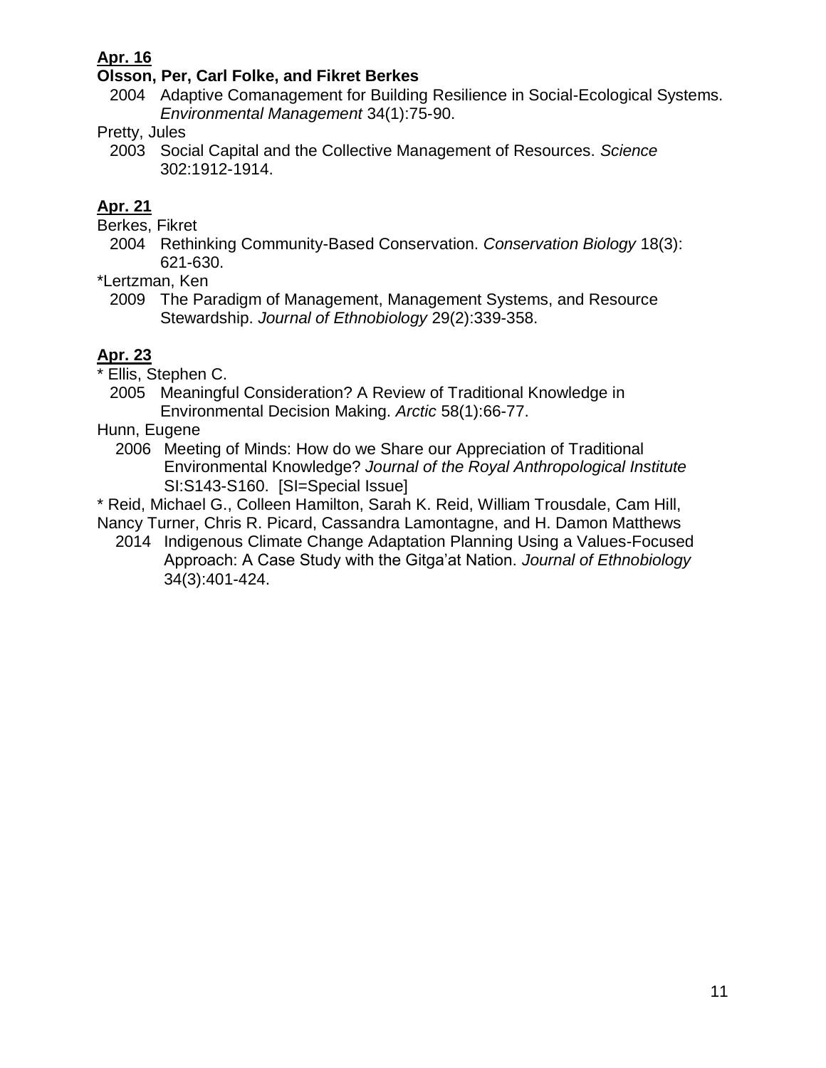**<u>Apr. 16</u>**

**Olsson, Per, Carl Folke, and Fikret Berkes**

2004 Adaptive Comanagement for Building Resilience in Social-Ecological Systems. *Environmental Management* 34(1):75-90.

Pretty, Jules

2003 Social Capital and the Collective Management of Resources. *Science* 302:1912-1914.

**<u>Apr. 21</u>**

Berkes, Fikret

2004 Rethinking Community-Based Conservation. *Conservation Biology* 18(3): 621-630.

*Lertzman, Ken

2009 The Paradigm of Management, Management Systems, and Resource Stewardship. *Journal of Ethnobiology* 29(2):339-358.

**<u>Apr. 23</u>**

* Ellis, Stephen C.

2005 Meaningful Consideration? A Review of Traditional Knowledge in Environmental Decision Making. *Arctic* 58(1):66-77.

Hunn, Eugene

2006 Meeting of Minds: How do we Share our Appreciation of Traditional Environmental Knowledge? *Journal of the Royal Anthropological Institute* SI:S143-S160. [SI=Special Issue]

* Reid, Michael G., Colleen Hamilton, Sarah K. Reid, William Trousdale, Cam Hill, Nancy Turner, Chris R. Picard, Cassandra Lamontagne, and H. Damon Matthews

2014 Indigenous Climate Change Adaptation Planning Using a Values-Focused Approach: A Case Study with the Gitga'at Nation. *Journal of Ethnobiology* 34(3):401-424.